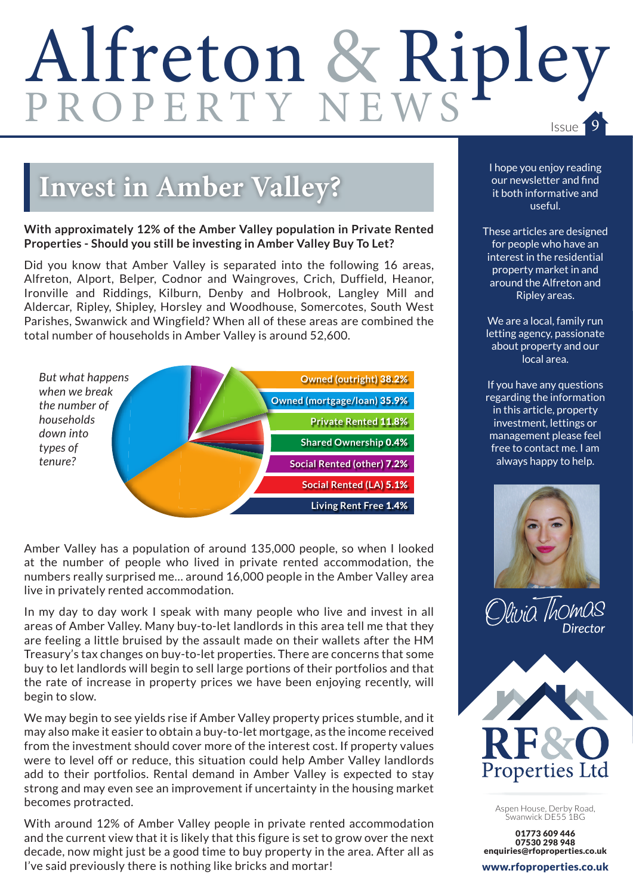# Alfreton & Ripley
PROPERTY NEWS

Issue 9

## Invest in Amber Valley?

**With approximately 12% of the Amber Valley population in Private Rented Properties - Should you still be investing in Amber Valley Buy To Let?**

Did you know that Amber Valley is separated into the following 16 areas, Alfreton, Alport, Belper, Codnor and Waingroves, Crich, Duffield, Heanor, Ironville and Riddings, Kilburn, Denby and Holbrook, Langley Mill and Aldercar, Ripley, Shipley, Horsley and Woodhouse, Somercotes, South West Parishes, Swanwick and Wingfield? When all of these areas are combined the total number of households in Amber Valley is around 52,600.

*But what happens when we break the number of households down into types of tenure?*

Owned (outright) 38.2%
Owned (mortgage/loan) 35.9%
Private Rented 11.8%
Shared Ownership 0.4%
Social Rented (other) 7.2%
Social Rented (LA) 5.1%
Living Rent Free 1.4%

Amber Valley has a population of around 135,000 people, so when I looked at the number of people who lived in private rented accommodation, the numbers really surprised me... around 16,000 people in the Amber Valley area live in privately rented accommodation.

In my day to day work I speak with many people who live and invest in all areas of Amber Valley. Many buy-to-let landlords in this area tell me that they are feeling a little bruised by the assault made on their wallets after the HM Treasury's tax changes on buy-to-let properties. There are concerns that some buy to let landlords will begin to sell large portions of their portfolios and that the rate of increase in property prices we have been enjoying recently, will begin to slow.

We may begin to see yields rise if Amber Valley property prices stumble, and it may also make it easier to obtain a buy-to-let mortgage, as the income received from the investment should cover more of the interest cost. If property values were to level off or reduce, this situation could help Amber Valley landlords add to their portfolios. Rental demand in Amber Valley is expected to stay strong and may even see an improvement if uncertainty in the housing market becomes protracted.

With around 12% of Amber Valley people in private rented accommodation and the current view that it is likely that this figure is set to grow over the next decade, now might just be a good time to buy property in the area. After all as I've said previously there is nothing like bricks and mortar!

I hope you enjoy reading our newsletter and find it both informative and useful.

These articles are designed for people who have an interest in the residential property market in and around the Alfreton and Ripley areas.

We are a local, family run letting agency, passionate about property and our local area.

If you have any questions regarding the information in this article, property investment, lettings or management please feel free to contact me. I am always happy to help.

Olivia Thomas
*Director*

RF&O Properties Ltd

Aspen House, Derby Road, Swanwick DE55 1BG

**01773 609 446**
**07530 298 948**
**enquiries@rfoproperties.co.uk**

**www.rfoproperties.co.uk**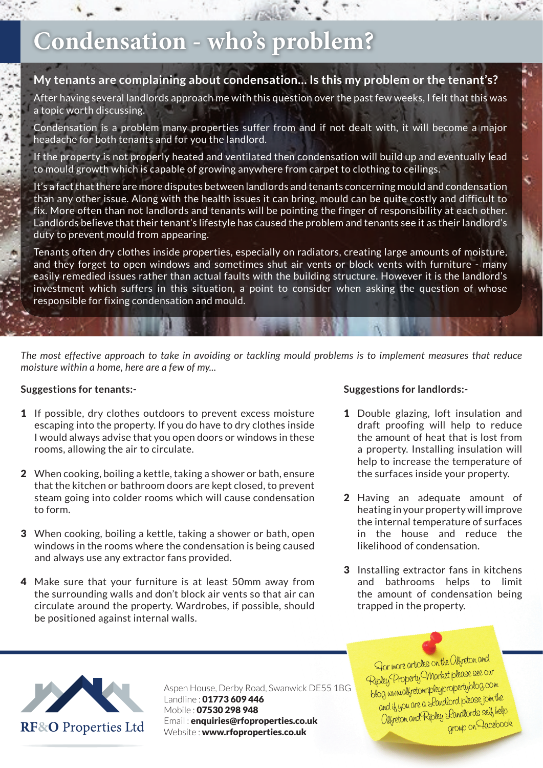# Condensation - who's problem?

## My tenants are complaining about condensation... Is this my problem or the tenant's?

After having several landlords approach me with this question over the past few weeks, I felt that this was a topic worth discussing.

Condensation is a problem many properties suffer from and if not dealt with, it will become a major headache for both tenants and for you the landlord.

If the property is not properly heated and ventilated then condensation will build up and eventually lead to mould growth which is capable of growing anywhere from carpet to clothing to ceilings.

It's a fact that there are more disputes between landlords and tenants concerning mould and condensation than any other issue. Along with the health issues it can bring, mould can be quite costly and difficult to fix. More often than not landlords and tenants will be pointing the finger of responsibility at each other. Landlords believe that their tenant's lifestyle has caused the problem and tenants see it as their landlord's duty to prevent mould from appearing.

Tenants often dry clothes inside properties, especially on radiators, creating large amounts of moisture, and they forget to open windows and sometimes shut air vents or block vents with furniture - many easily remedied issues rather than actual faults with the building structure. However it is the landlord's investment which suffers in this situation, a point to consider when asking the question of whose responsible for fixing condensation and mould.

*The most effective approach to take in avoiding or tackling mould problems is to implement measures that reduce moisture within a home, here are a few of my...*

**Suggestions for tenants:-**

1. If possible, dry clothes outdoors to prevent excess moisture escaping into the property. If you do have to dry clothes inside I would always advise that you open doors or windows in these rooms, allowing the air to circulate.
2. When cooking, boiling a kettle, taking a shower or bath, ensure that the kitchen or bathroom doors are kept closed, to prevent steam going into colder rooms which will cause condensation to form.
3. When cooking, boiling a kettle, taking a shower or bath, open windows in the rooms where the condensation is being caused and always use any extractor fans provided.
4. Make sure that your furniture is at least 50mm away from the surrounding walls and don't block air vents so that air can circulate around the property. Wardrobes, if possible, should be positioned against internal walls.

**Suggestions for landlords:-**

1. Double glazing, loft insulation and draft proofing will help to reduce the amount of heat that is lost from a property. Installing insulation will help to increase the temperature of the surfaces inside your property.
2. Having an adequate amount of heating in your property will improve the internal temperature of surfaces in the house and reduce the likelihood of condensation.
3. Installing extractor fans in kitchens and bathrooms helps to limit the amount of condensation being trapped in the property.

For more articles on the Alfreton and Ripley Property Market please see our blog www.alfretonripleypropertyblog.com and if you are a Landlord please join the Alfreton and Ripley Landlords self help group on Facebook

RF&O Properties Ltd

Aspen House, Derby Road, Swanwick DE55 1BG
Landline : **01773 609 446**
Mobile : **07530 298 948**
Email : **enquiries@rfoproperties.co.uk**
Website : **www.rfoproperties.co.uk**